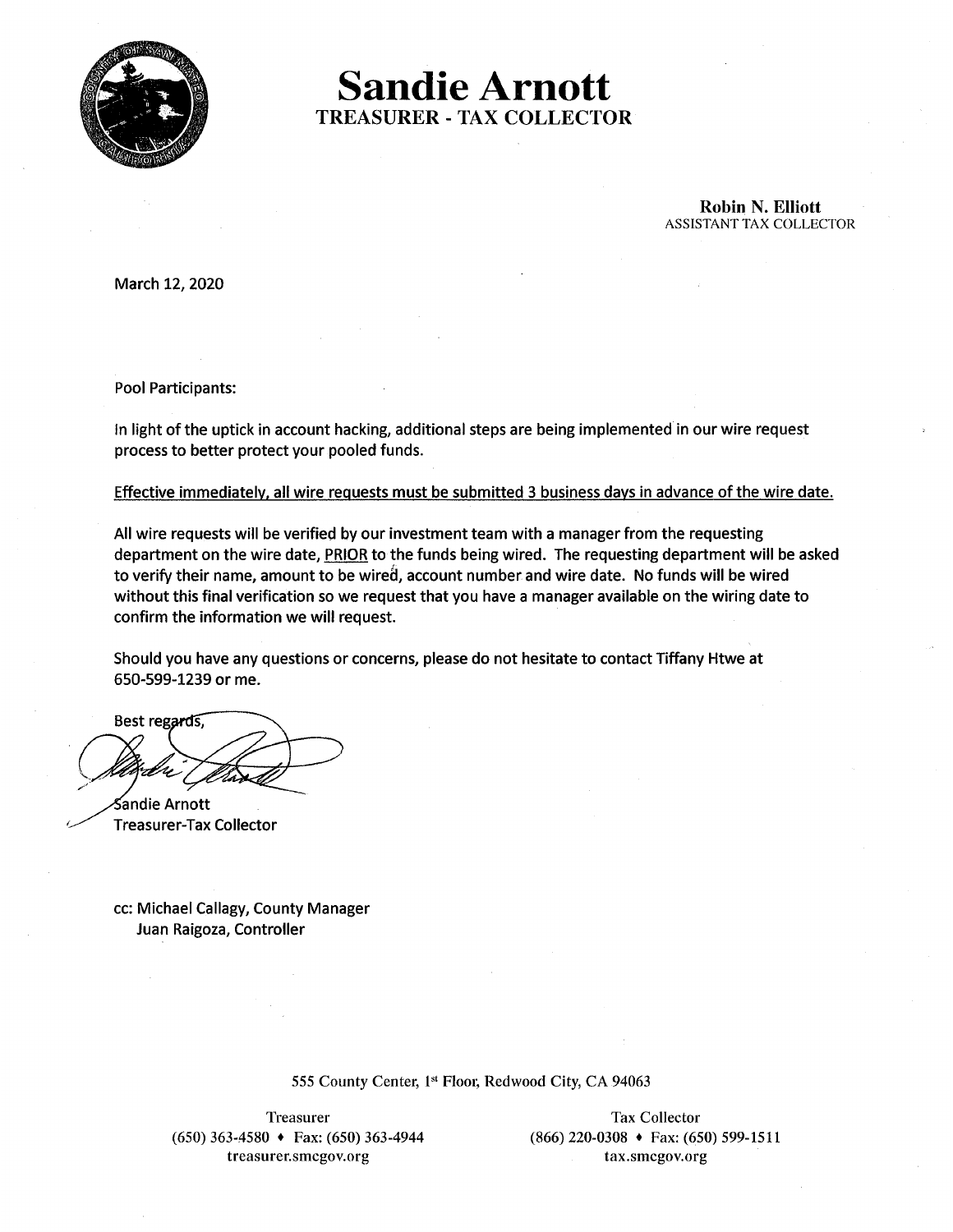# Sandie Arnott

## TREASURER - TAX COLLECTOR

**Robin N. Elliott**
ASSISTANT TAX COLLECTOR

March 12, 2020

Pool Participants:

In light of the uptick in account hacking, additional steps are being implemented in our wire request process to better protect your pooled funds.

Effective immediately, all wire requests must be submitted 3 business days in advance of the wire date.

All wire requests will be verified by our investment team with a manager from the requesting department on the wire date, PRIOR to the funds being wired. The requesting department will be asked to verify their name, amount to be wired, account number and wire date. No funds will be wired without this final verification so we request that you have a manager available on the wiring date to confirm the information we will request.

Should you have any questions or concerns, please do not hesitate to contact Tiffany Htwe at 650-599-1239 or me.

Best regards,

Sandie Arnott
Treasurer-Tax Collector

cc: Michael Callagy, County Manager
Juan Raigoza, Controller

555 County Center, 1st Floor, Redwood City, CA 94063

Treasurer
(650) 363-4580 ♦ Fax: (650) 363-4944
treasurer.smcgov.org

Tax Collector
(866) 220-0308 ♦ Fax: (650) 599-1511
tax.smcgov.org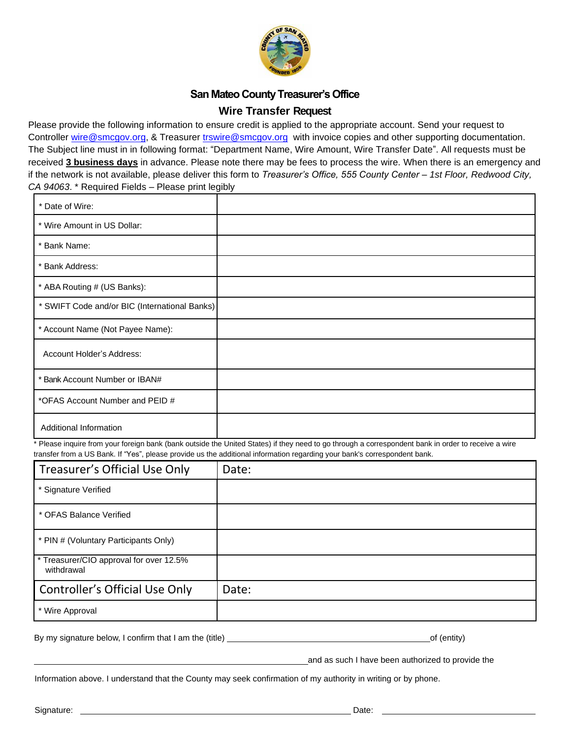## San Mateo County Treasurer's Office

### Wire Transfer Request

Please provide the following information to ensure credit is applied to the appropriate account. Send your request to Controller wire@smcgov.org, & Treasurer trswire@smcgov.org with invoice copies and other supporting documentation. The Subject line must in in following format: "Department Name, Wire Amount, Wire Transfer Date". All requests must be received **3 business days** in advance. Please note there may be fees to process the wire. When there is an emergency and if the network is not available, please deliver this form to *Treasurer's Office, 555 County Center – 1st Floor, Redwood City, CA 94063*. * Required Fields – Please print legibly

| | |
|---|---|
| * Date of Wire: | |
| * Wire Amount in US Dollar: | |
| * Bank Name: | |
| * Bank Address: | |
| * ABA Routing # (US Banks): | |
| * SWIFT Code and/or BIC (International Banks) | |
| * Account Name (Not Payee Name): | |
| Account Holder's Address: | |
| * Bank Account Number or IBAN# | |
| *OFAS Account Number and PEID # | |
| Additional Information | |

* Please inquire from your foreign bank (bank outside the United States) if they need to go through a correspondent bank in order to receive a wire transfer from a US Bank. If "Yes", please provide us the additional information regarding your bank's correspondent bank.

| Treasurer's Official Use Only | Date: |
|---|---|
| * Signature Verified | |
| * OFAS Balance Verified | |
| * PIN # (Voluntary Participants Only) | |
| * Treasurer/CIO approval for over 12.5% withdrawal | |
| **Controller's Official Use Only** | **Date:** |
| * Wire Approval | |

By my signature below, I confirm that I am the (title) ____________________________ of (entity) ____________________________ and as such I have been authorized to provide the Information above. I understand that the County may seek confirmation of my authority in writing or by phone.

Signature: ____________________________ Date: ________________